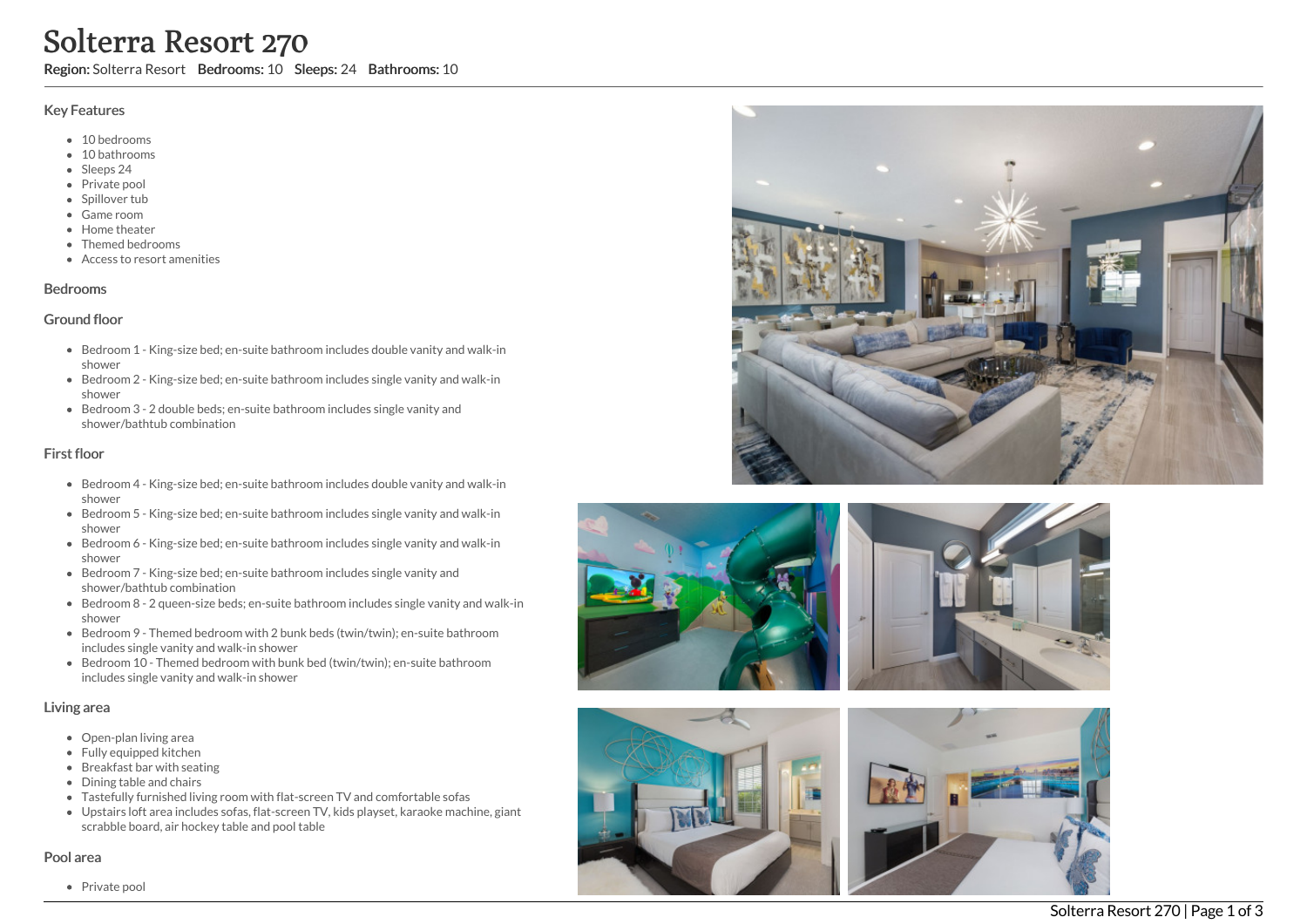# Solterra Resort 270

**Region:** Solterra Resort **Bedrooms:** 10 **Sleeps:** 24 **Bathrooms:** 10

## Key Features

- 10 bedrooms
- 10 bathrooms
- Sleeps 24
- Private pool
- Spillover tub
- Game room
- Home theater
- Themed bedrooms
- Access to resort amenities

## Bedrooms

### Ground floor

- Bedroom 1 - King-size bed; en-suite bathroom includes double vanity and walk-in shower
- Bedroom 2 - King-size bed; en-suite bathroom includes single vanity and walk-in shower
- Bedroom 3 - 2 double beds; en-suite bathroom includes single vanity and shower/bathtub combination

### First floor

- Bedroom 4 - King-size bed; en-suite bathroom includes double vanity and walk-in shower
- Bedroom 5 - King-size bed; en-suite bathroom includes single vanity and walk-in shower
- Bedroom 6 - King-size bed; en-suite bathroom includes single vanity and walk-in shower
- Bedroom 7 - King-size bed; en-suite bathroom includes single vanity and shower/bathtub combination
- Bedroom 8 - 2 queen-size beds; en-suite bathroom includes single vanity and walk-in shower
- Bedroom 9 - Themed bedroom with 2 bunk beds (twin/twin); en-suite bathroom includes single vanity and walk-in shower
- Bedroom 10 - Themed bedroom with bunk bed (twin/twin); en-suite bathroom includes single vanity and walk-in shower

## Living area

- Open-plan living area
- Fully equipped kitchen
- Breakfast bar with seating
- Dining table and chairs
- Tastefully furnished living room with flat-screen TV and comfortable sofas
- Upstairs loft area includes sofas, flat-screen TV, kids playset, karaoke machine, giant scrabble board, air hockey table and pool table

## Pool area

- Private pool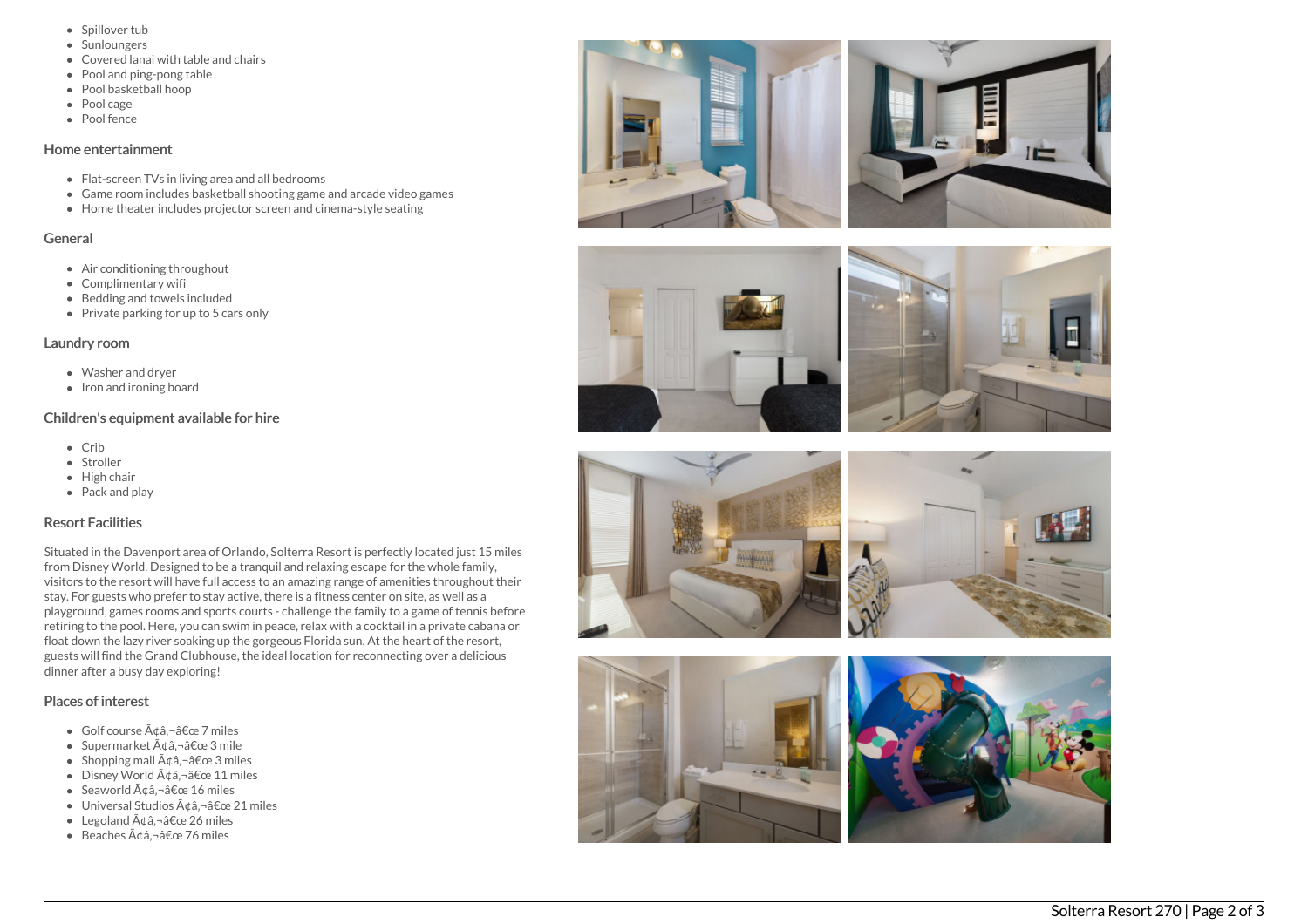- Spillover tub
- Sunloungers
- Covered lanai with table and chairs
- Pool and ping-pong table
- Pool basketball hoop
- Pool cage
- Pool fence

## Home entertainment

- Flat-screen TVs in living area and all bedrooms
- Game room includes basketball shooting game and arcade video games
- Home theater includes projector screen and cinema-style seating

## General

- Air conditioning throughout
- Complimentary wifi
- Bedding and towels included
- Private parking for up to 5 cars only

## Laundry room

- Washer and dryer
- Iron and ironing board

## Children's equipment available for hire

- Crib
- Stroller
- High chair
- Pack and play

## Resort Facilities

Situated in the Davenport area of Orlando, Solterra Resort is perfectly located just 15 miles from Disney World. Designed to be a tranquil and relaxing escape for the whole family, visitors to the resort will have full access to an amazing range of amenities throughout their stay. For guests who prefer to stay active, there is a fitness center on site, as well as a playground, games rooms and sports courts - challenge the family to a game of tennis before retiring to the pool. Here, you can swim in peace, relax with a cocktail in a private cabana or float down the lazy river soaking up the gorgeous Florida sun. At the heart of the resort, guests will find the Grand Clubhouse, the ideal location for reconnecting over a delicious dinner after a busy day exploring!

## Places of interest

- Golf course Ã¢â‚¬â€œ 7 miles
- Supermarket Ã¢â‚¬â€œ 3 mile
- Shopping mall Ã¢â‚¬â€œ 3 miles
- Disney World Ã¢â‚¬â€œ 11 miles
- Seaworld Ã¢â‚¬â€œ 16 miles
- Universal Studios Ã¢â‚¬â€œ 21 miles
- Legoland Ã¢â‚¬â€œ 26 miles
- Beaches Ã¢â‚¬â€œ 76 miles